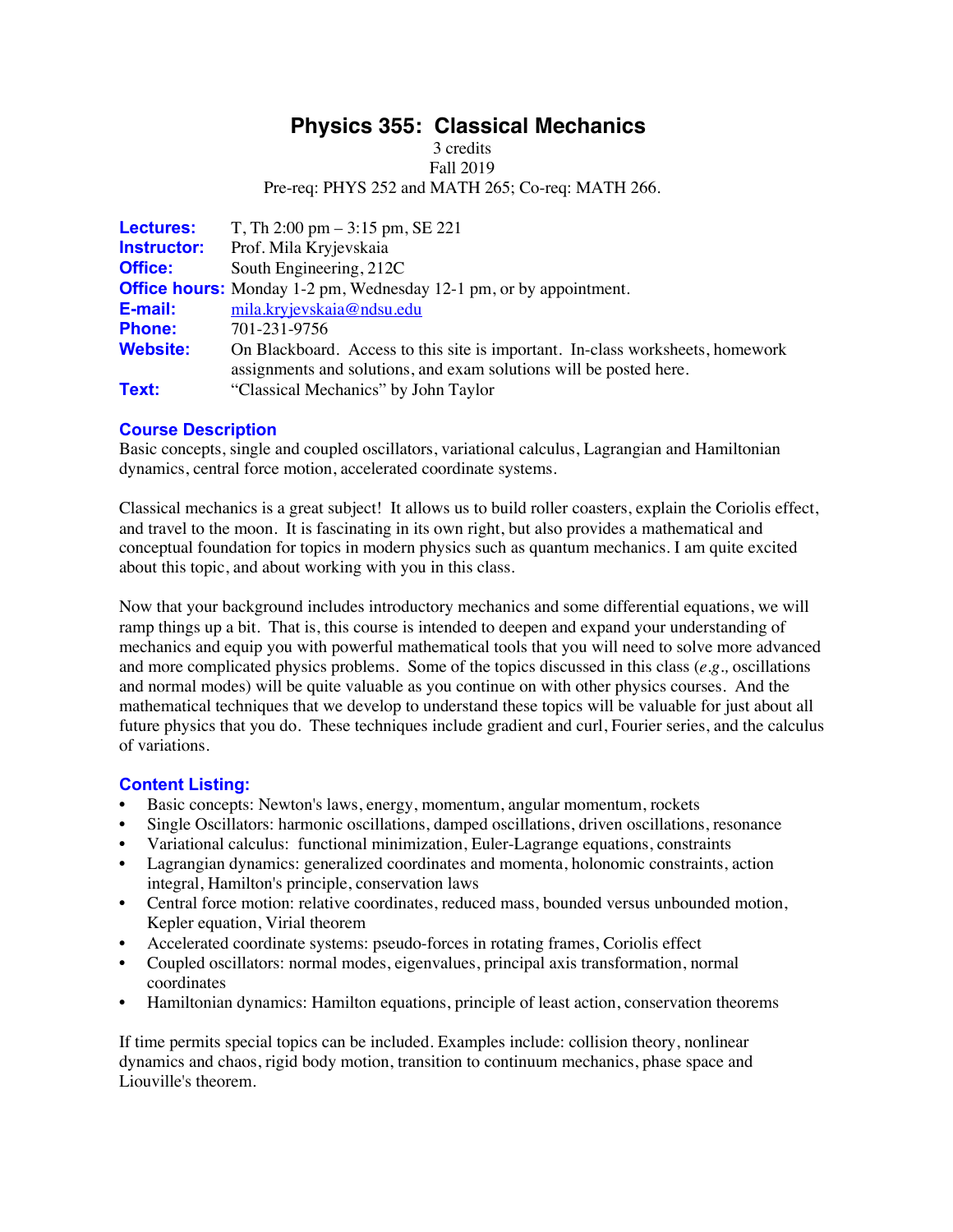# Physics 355: Classical Mechanics

3 credits
Fall 2019
Pre-req: PHYS 252 and MATH 265; Co-req: MATH 266.

**Lectures:** T, Th 2:00 pm – 3:15 pm, SE 221
**Instructor:** Prof. Mila Kryjevskaia
**Office:** South Engineering, 212C
**Office hours:** Monday 1-2 pm, Wednesday 12-1 pm, or by appointment.
**E-mail:** mila.kryjevskaia@ndsu.edu
**Phone:** 701-231-9756
**Website:** On Blackboard. Access to this site is important. In-class worksheets, homework assignments and solutions, and exam solutions will be posted here.
**Text:** "Classical Mechanics" by John Taylor

## Course Description

Basic concepts, single and coupled oscillators, variational calculus, Lagrangian and Hamiltonian dynamics, central force motion, accelerated coordinate systems.

Classical mechanics is a great subject! It allows us to build roller coasters, explain the Coriolis effect, and travel to the moon. It is fascinating in its own right, but also provides a mathematical and conceptual foundation for topics in modern physics such as quantum mechanics. I am quite excited about this topic, and about working with you in this class.

Now that your background includes introductory mechanics and some differential equations, we will ramp things up a bit. That is, this course is intended to deepen and expand your understanding of mechanics and equip you with powerful mathematical tools that you will need to solve more advanced and more complicated physics problems. Some of the topics discussed in this class (*e.g.,* oscillations and normal modes) will be quite valuable as you continue on with other physics courses. And the mathematical techniques that we develop to understand these topics will be valuable for just about all future physics that you do. These techniques include gradient and curl, Fourier series, and the calculus of variations.

## Content Listing:

- Basic concepts: Newton's laws, energy, momentum, angular momentum, rockets
- Single Oscillators: harmonic oscillations, damped oscillations, driven oscillations, resonance
- Variational calculus: functional minimization, Euler-Lagrange equations, constraints
- Lagrangian dynamics: generalized coordinates and momenta, holonomic constraints, action integral, Hamilton's principle, conservation laws
- Central force motion: relative coordinates, reduced mass, bounded versus unbounded motion, Kepler equation, Virial theorem
- Accelerated coordinate systems: pseudo-forces in rotating frames, Coriolis effect
- Coupled oscillators: normal modes, eigenvalues, principal axis transformation, normal coordinates
- Hamiltonian dynamics: Hamilton equations, principle of least action, conservation theorems

If time permits special topics can be included. Examples include: collision theory, nonlinear dynamics and chaos, rigid body motion, transition to continuum mechanics, phase space and Liouville's theorem.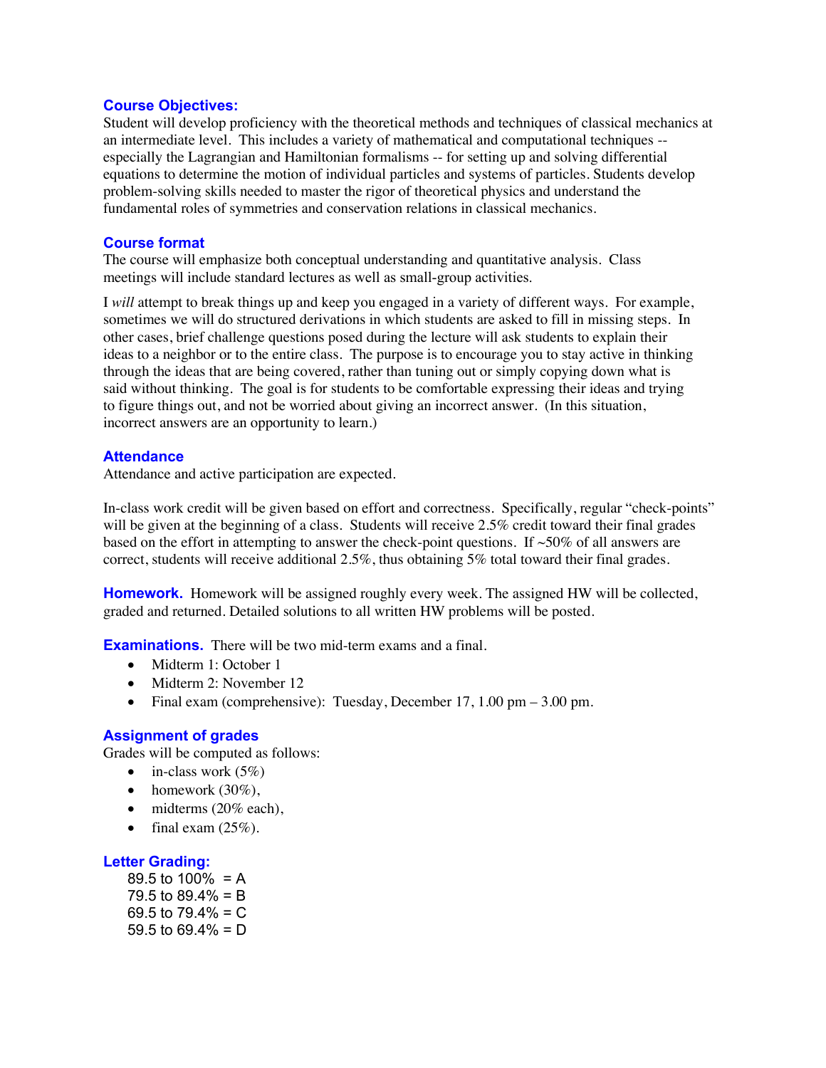## Course Objectives:

Student will develop proficiency with the theoretical methods and techniques of classical mechanics at an intermediate level. This includes a variety of mathematical and computational techniques -- especially the Lagrangian and Hamiltonian formalisms -- for setting up and solving differential equations to determine the motion of individual particles and systems of particles. Students develop problem-solving skills needed to master the rigor of theoretical physics and understand the fundamental roles of symmetries and conservation relations in classical mechanics.

## Course format

The course will emphasize both conceptual understanding and quantitative analysis. Class meetings will include standard lectures as well as small-group activities.

I *will* attempt to break things up and keep you engaged in a variety of different ways. For example, sometimes we will do structured derivations in which students are asked to fill in missing steps. In other cases, brief challenge questions posed during the lecture will ask students to explain their ideas to a neighbor or to the entire class. The purpose is to encourage you to stay active in thinking through the ideas that are being covered, rather than tuning out or simply copying down what is said without thinking. The goal is for students to be comfortable expressing their ideas and trying to figure things out, and not be worried about giving an incorrect answer. (In this situation, incorrect answers are an opportunity to learn.)

## Attendance

Attendance and active participation are expected.

In-class work credit will be given based on effort and correctness. Specifically, regular "check-points" will be given at the beginning of a class. Students will receive 2.5% credit toward their final grades based on the effort in attempting to answer the check-point questions. If ~50% of all answers are correct, students will receive additional 2.5%, thus obtaining 5% total toward their final grades.

**Homework.** Homework will be assigned roughly every week. The assigned HW will be collected, graded and returned. Detailed solutions to all written HW problems will be posted.

**Examinations.** There will be two mid-term exams and a final.

- Midterm 1: October 1
- Midterm 2: November 12
- Final exam (comprehensive): Tuesday, December 17, 1.00 pm – 3.00 pm.

## Assignment of grades

Grades will be computed as follows:

- in-class work (5%)
- homework (30%),
- midterms (20% each),
- final exam (25%).

## Letter Grading:

89.5 to 100% = A
79.5 to 89.4% = B
69.5 to 79.4% = C
59.5 to 69.4% = D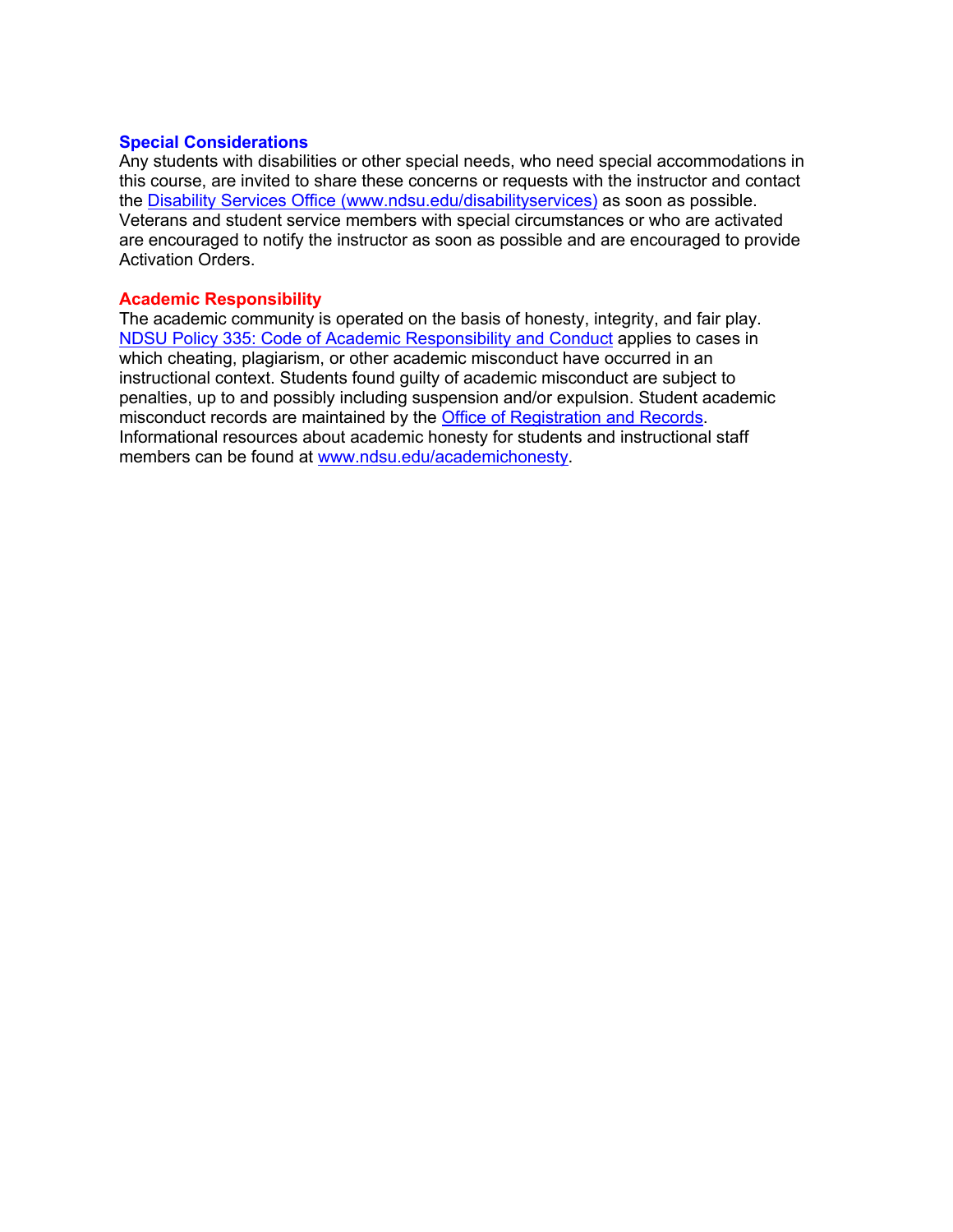## Special Considerations

Any students with disabilities or other special needs, who need special accommodations in this course, are invited to share these concerns or requests with the instructor and contact the [Disability Services Office (www.ndsu.edu/disabilityservices)](www.ndsu.edu/disabilityservices) as soon as possible. Veterans and student service members with special circumstances or who are activated are encouraged to notify the instructor as soon as possible and are encouraged to provide Activation Orders.

## Academic Responsibility

The academic community is operated on the basis of honesty, integrity, and fair play. NDSU Policy 335: Code of Academic Responsibility and Conduct applies to cases in which cheating, plagiarism, or other academic misconduct have occurred in an instructional context. Students found guilty of academic misconduct are subject to penalties, up to and possibly including suspension and/or expulsion. Student academic misconduct records are maintained by the Office of Registration and Records. Informational resources about academic honesty for students and instructional staff members can be found at [www.ndsu.edu/academichonesty](www.ndsu.edu/academichonesty).